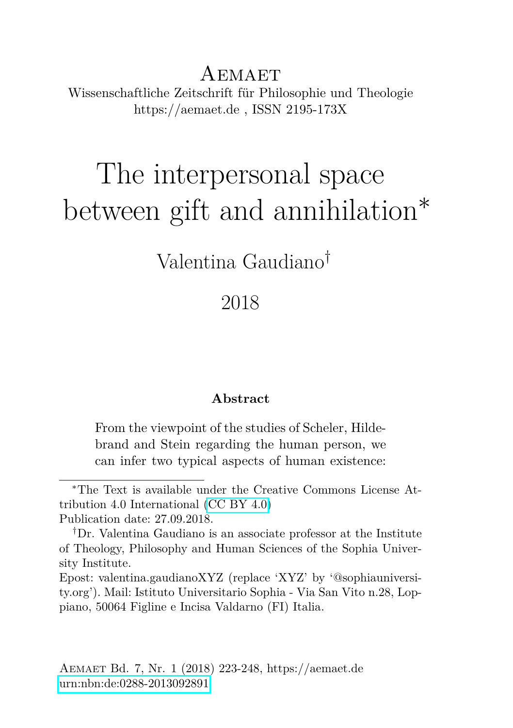# Aemaet

Wissenschaftliche Zeitschrift für Philosophie und Theologie
https://aemaet.de , ISSN 2195-173X

# The interpersonal space between gift and annihilation*

Valentina Gaudiano†

2018

**Abstract**

From the viewpoint of the studies of Scheler, Hildebrand and Stein regarding the human person, we can infer two typical aspects of human existence:

---

*The Text is available under the Creative Commons License Attribution 4.0 International (CC BY 4.0)
Publication date: 27.09.2018.

†Dr. Valentina Gaudiano is an associate professor at the Institute of Theology, Philosophy and Human Sciences of the Sophia University Institute.
Epost: valentina.gaudianoXYZ (replace 'XYZ' by '@sophiauniversity.org'). Mail: Istituto Universitario Sophia - Via San Vito n.28, Loppiano, 50064 Figline e Incisa Valdarno (FI) Italia.

Aemaet Bd. 7, Nr. 1 (2018) 223-248, https://aemaet.de
urn:nbn:de:0288-2013092891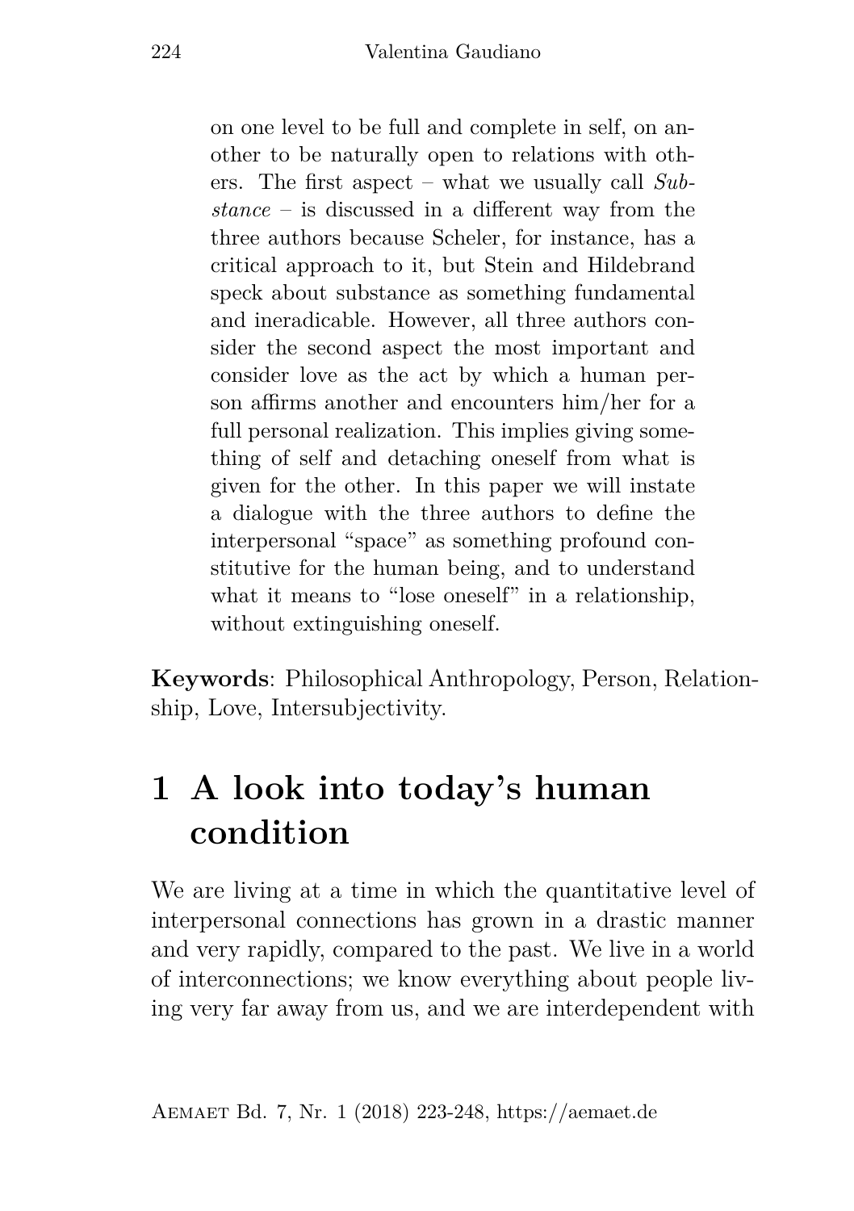on one level to be full and complete in self, on another to be naturally open to relations with others. The first aspect – what we usually call *Substance* – is discussed in a different way from the three authors because Scheler, for instance, has a critical approach to it, but Stein and Hildebrand speck about substance as something fundamental and ineradicable. However, all three authors consider the second aspect the most important and consider love as the act by which a human person affirms another and encounters him/her for a full personal realization. This implies giving something of self and detaching oneself from what is given for the other. In this paper we will instate a dialogue with the three authors to define the interpersonal "space" as something profound constitutive for the human being, and to understand what it means to "lose oneself" in a relationship, without extinguishing oneself.

**Keywords**: Philosophical Anthropology, Person, Relationship, Love, Intersubjectivity.

# 1 A look into today's human condition

We are living at a time in which the quantitative level of interpersonal connections has grown in a drastic manner and very rapidly, compared to the past. We live in a world of interconnections; we know everything about people living very far away from us, and we are interdependent with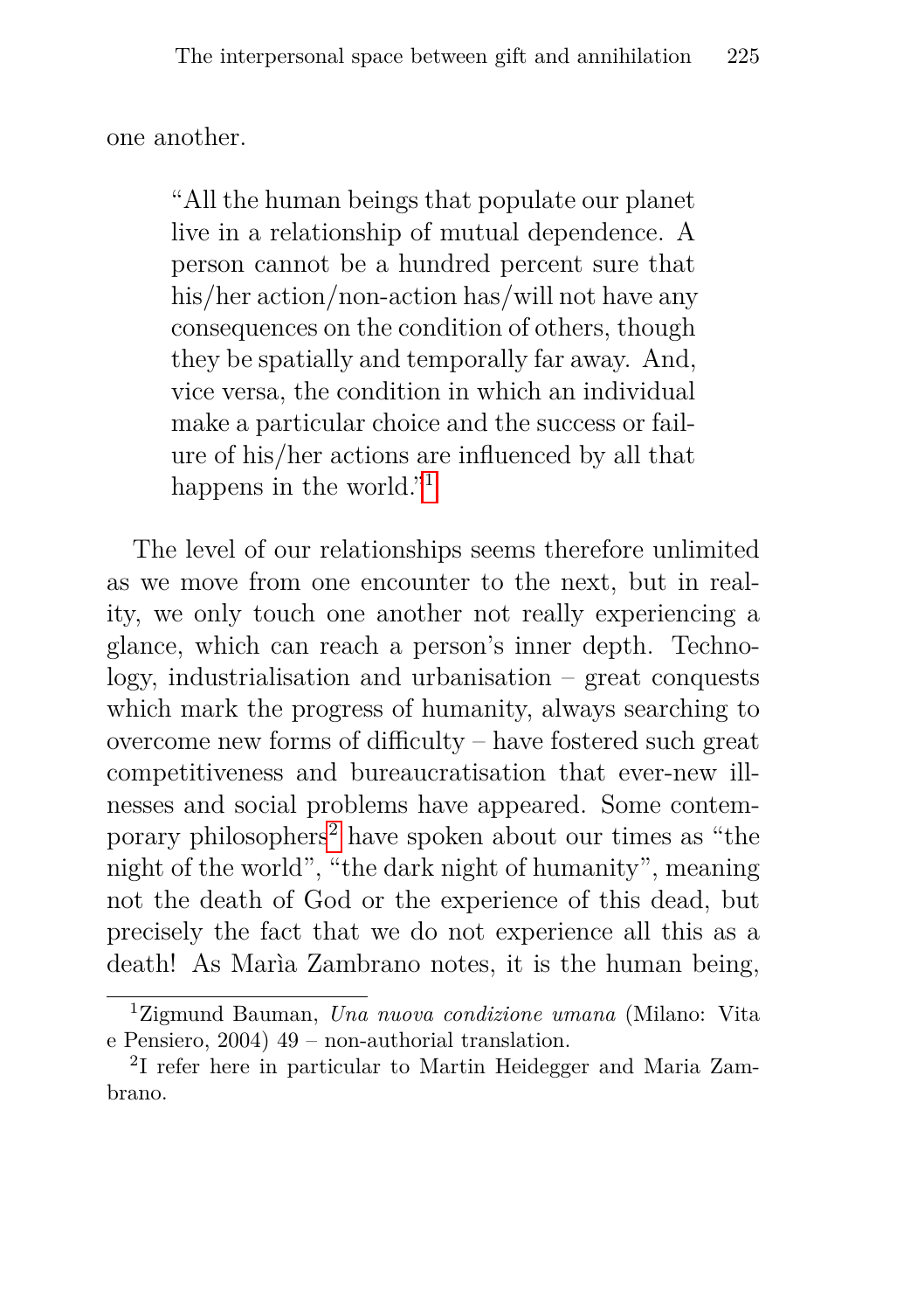one another.

> "All the human beings that populate our planet live in a relationship of mutual dependence. A person cannot be a hundred percent sure that his/her action/non-action has/will not have any consequences on the condition of others, though they be spatially and temporally far away. And, vice versa, the condition in which an individual make a particular choice and the success or failure of his/her actions are influenced by all that happens in the world."[1]

The level of our relationships seems therefore unlimited as we move from one encounter to the next, but in reality, we only touch one another not really experiencing a glance, which can reach a person's inner depth. Technology, industrialisation and urbanisation – great conquests which mark the progress of humanity, always searching to overcome new forms of difficulty – have fostered such great competitiveness and bureaucratisation that ever-new illnesses and social problems have appeared. Some contemporary philosophers[2] have spoken about our times as "the night of the world", "the dark night of humanity", meaning not the death of God or the experience of this dead, but precisely the fact that we do not experience all this as a death! As Marìa Zambrano notes, it is the human being,

---

[1] Zigmund Bauman, *Una nuova condizione umana* (Milano: Vita e Pensiero, 2004) 49 – non-authorial translation.

[2] I refer here in particular to Martin Heidegger and Maria Zambrano.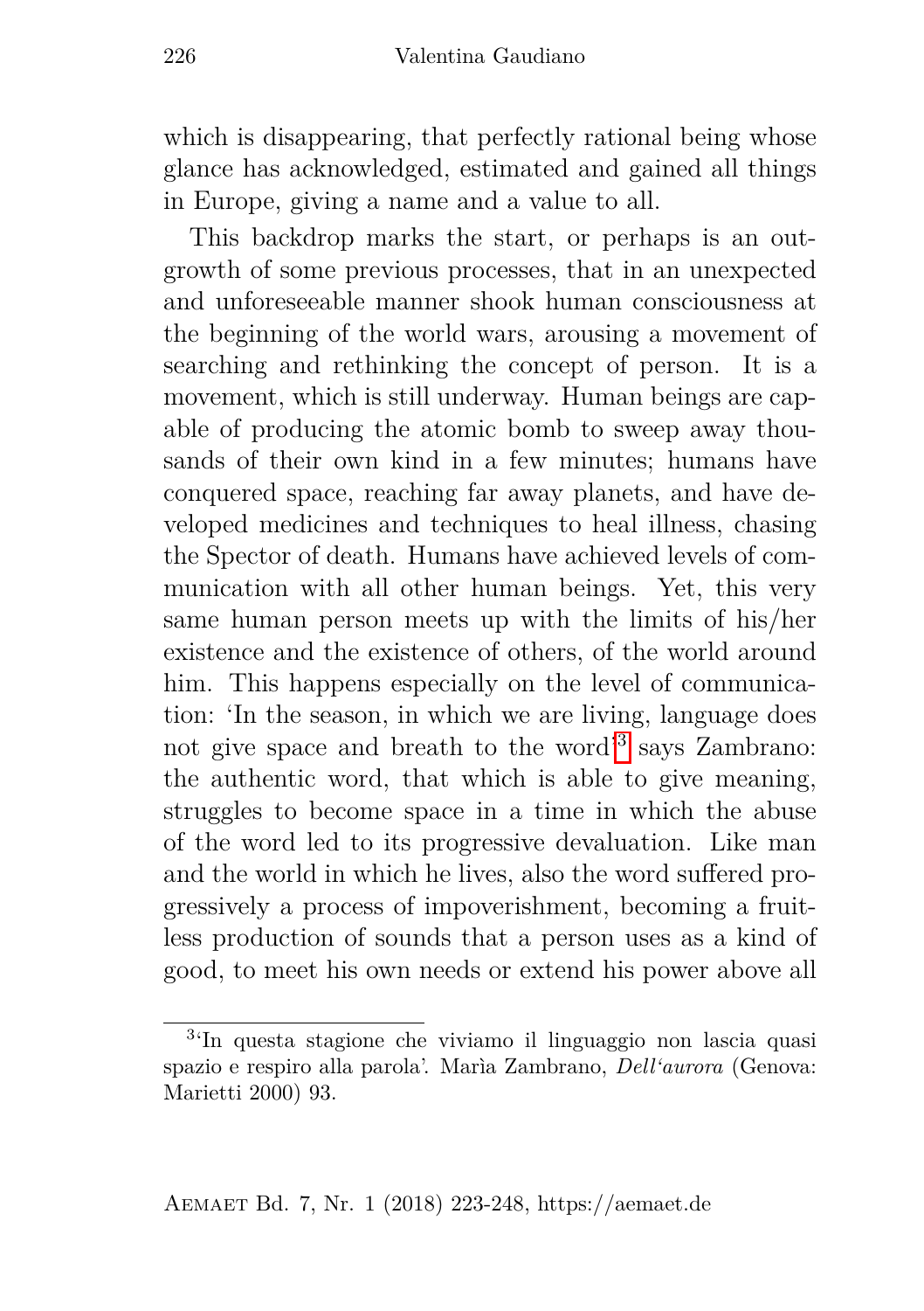which is disappearing, that perfectly rational being whose glance has acknowledged, estimated and gained all things in Europe, giving a name and a value to all.

This backdrop marks the start, or perhaps is an outgrowth of some previous processes, that in an unexpected and unforeseeable manner shook human consciousness at the beginning of the world wars, arousing a movement of searching and rethinking the concept of person. It is a movement, which is still underway. Human beings are capable of producing the atomic bomb to sweep away thousands of their own kind in a few minutes; humans have conquered space, reaching far away planets, and have developed medicines and techniques to heal illness, chasing the Spector of death. Humans have achieved levels of communication with all other human beings. Yet, this very same human person meets up with the limits of his/her existence and the existence of others, of the world around him. This happens especially on the level of communication: 'In the season, in which we are living, language does not give space and breath to the word'[3] says Zambrano: the authentic word, that which is able to give meaning, struggles to become space in a time in which the abuse of the word led to its progressive devaluation. Like man and the world in which he lives, also the word suffered progressively a process of impoverishment, becoming a fruitless production of sounds that a person uses as a kind of good, to meet his own needs or extend his power above all

[3] 'In questa stagione che viviamo il linguaggio non lascia quasi spazio e respiro alla parola'. Marìa Zambrano, *Dell'aurora* (Genova: Marietti 2000) 93.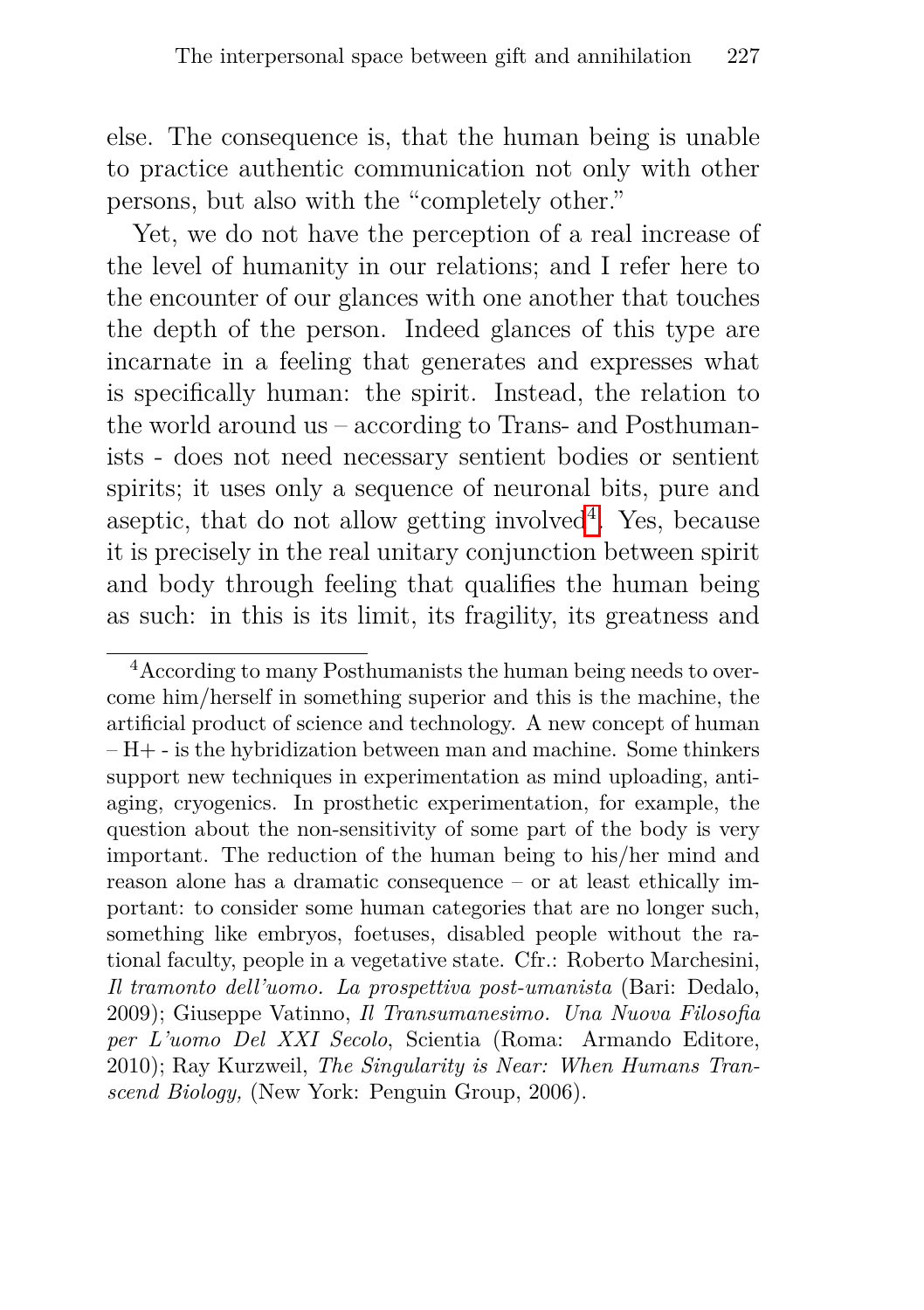else. The consequence is, that the human being is unable to practice authentic communication not only with other persons, but also with the "completely other."

Yet, we do not have the perception of a real increase of the level of humanity in our relations; and I refer here to the encounter of our glances with one another that touches the depth of the person. Indeed glances of this type are incarnate in a feeling that generates and expresses what is specifically human: the spirit. Instead, the relation to the world around us – according to Trans- and Posthumanists - does not need necessary sentient bodies or sentient spirits; it uses only a sequence of neuronal bits, pure and aseptic, that do not allow getting involved[4]. Yes, because it is precisely in the real unitary conjunction between spirit and body through feeling that qualifies the human being as such: in this is its limit, its fragility, its greatness and

[4] According to many Posthumanists the human being needs to overcome him/herself in something superior and this is the machine, the artificial product of science and technology. A new concept of human – H+ - is the hybridization between man and machine. Some thinkers support new techniques in experimentation as mind uploading, anti-aging, cryogenics. In prosthetic experimentation, for example, the question about the non-sensitivity of some part of the body is very important. The reduction of the human being to his/her mind and reason alone has a dramatic consequence – or at least ethically important: to consider some human categories that are no longer such, something like embryos, foetuses, disabled people without the rational faculty, people in a vegetative state. Cfr.: Roberto Marchesini, *Il tramonto dell'uomo. La prospettiva post-umanista* (Bari: Dedalo, 2009); Giuseppe Vatinno, *Il Transumanesimo. Una Nuova Filosofia per L'uomo Del XXI Secolo*, Scientia (Roma: Armando Editore, 2010); Ray Kurzweil, *The Singularity is Near: When Humans Transcend Biology,* (New York: Penguin Group, 2006).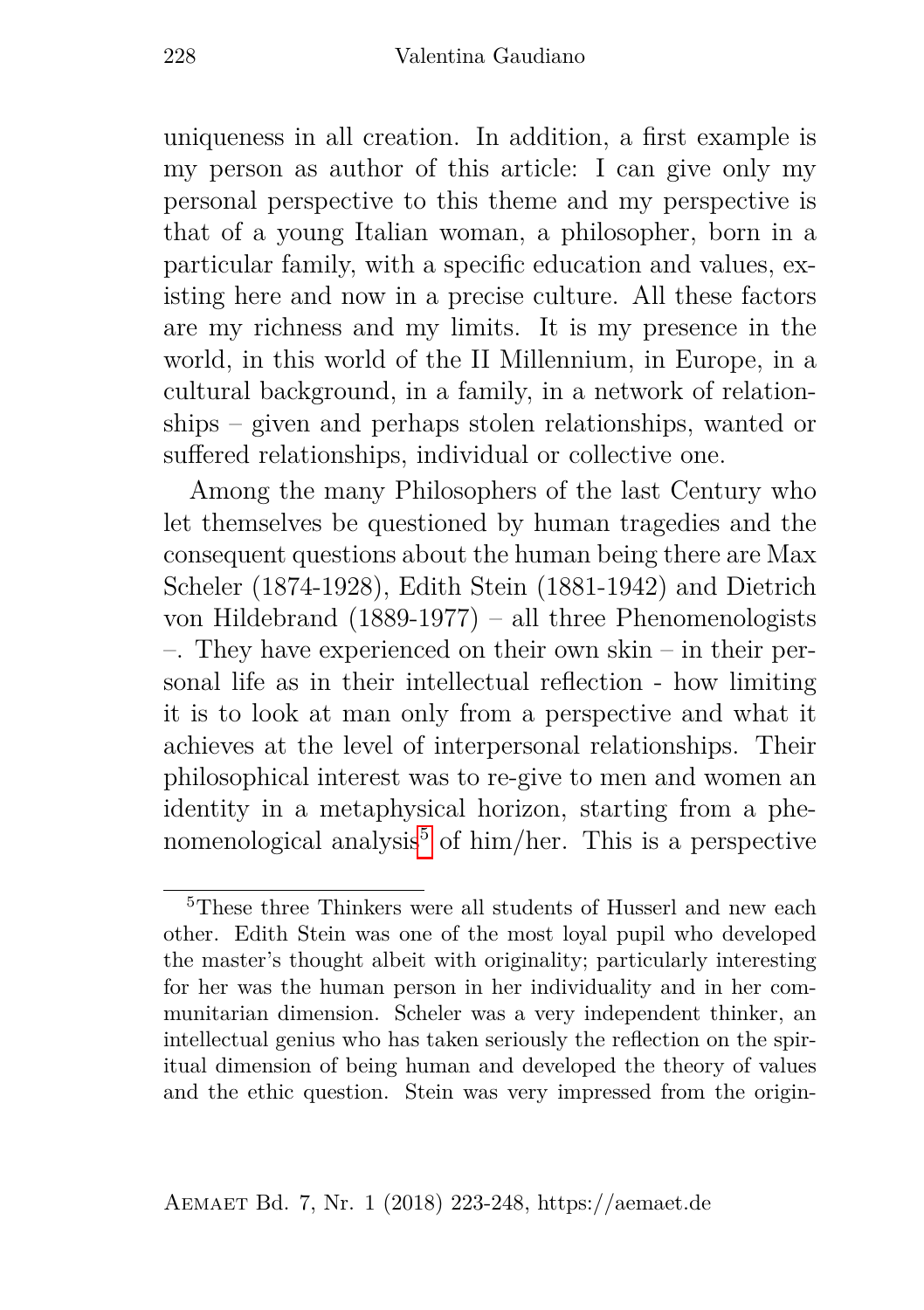uniqueness in all creation. In addition, a first example is my person as author of this article: I can give only my personal perspective to this theme and my perspective is that of a young Italian woman, a philosopher, born in a particular family, with a specific education and values, existing here and now in a precise culture. All these factors are my richness and my limits. It is my presence in the world, in this world of the II Millennium, in Europe, in a cultural background, in a family, in a network of relationships – given and perhaps stolen relationships, wanted or suffered relationships, individual or collective one.

Among the many Philosophers of the last Century who let themselves be questioned by human tragedies and the consequent questions about the human being there are Max Scheler (1874-1928), Edith Stein (1881-1942) and Dietrich von Hildebrand (1889-1977) – all three Phenomenologists –. They have experienced on their own skin – in their personal life as in their intellectual reflection - how limiting it is to look at man only from a perspective and what it achieves at the level of interpersonal relationships. Their philosophical interest was to re-give to men and women an identity in a metaphysical horizon, starting from a phenomenological analysis[5] of him/her. This is a perspective

[5]These three Thinkers were all students of Husserl and new each other. Edith Stein was one of the most loyal pupil who developed the master's thought albeit with originality; particularly interesting for her was the human person in her individuality and in her communitarian dimension. Scheler was a very independent thinker, an intellectual genius who has taken seriously the reflection on the spiritual dimension of being human and developed the theory of values and the ethic question. Stein was very impressed from the origin-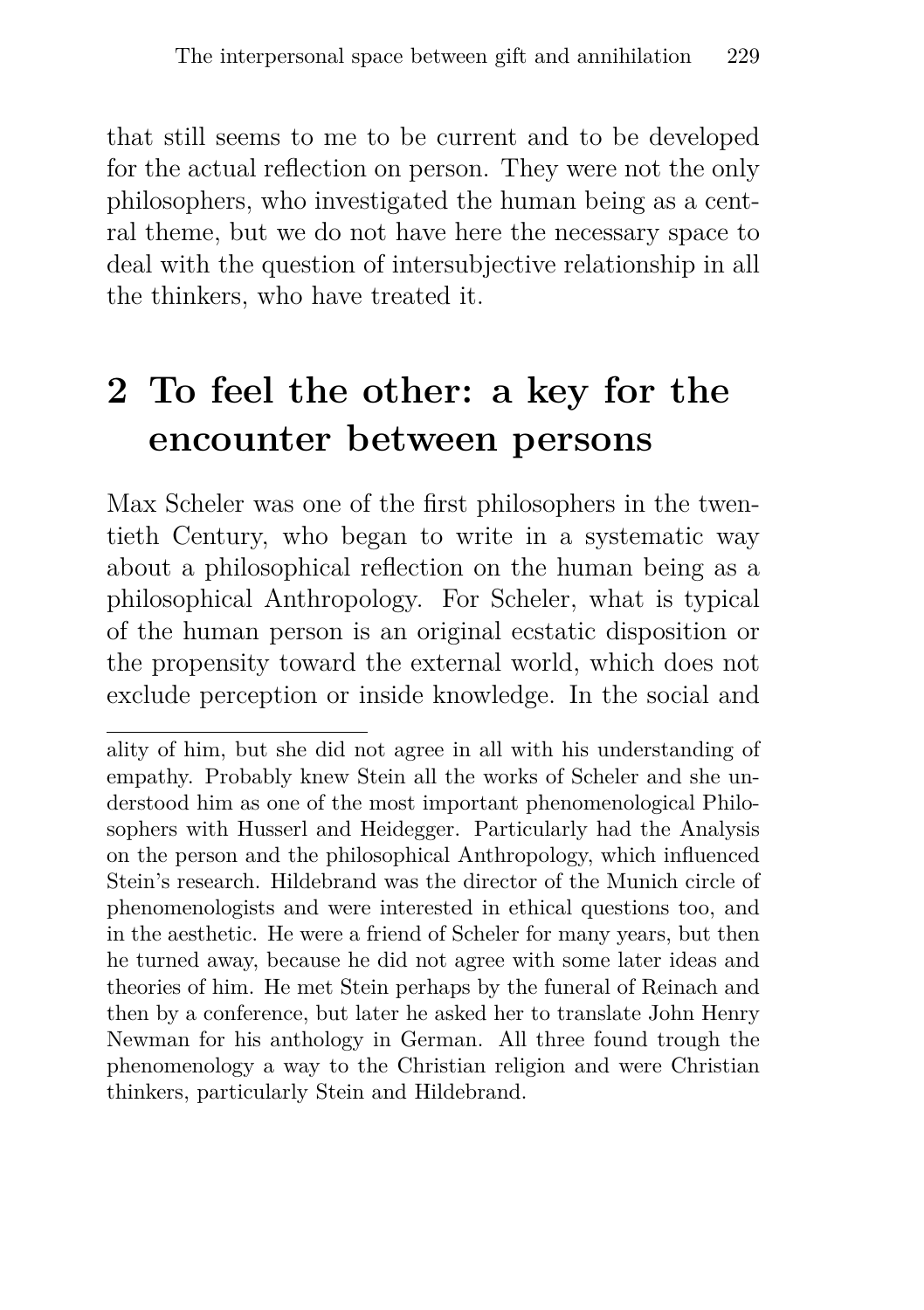that still seems to me to be current and to be developed for the actual reflection on person. They were not the only philosophers, who investigated the human being as a central theme, but we do not have here the necessary space to deal with the question of intersubjective relationship in all the thinkers, who have treated it.

## 2 To feel the other: a key for the encounter between persons

Max Scheler was one of the first philosophers in the twentieth Century, who began to write in a systematic way about a philosophical reflection on the human being as a philosophical Anthropology. For Scheler, what is typical of the human person is an original ecstatic disposition or the propensity toward the external world, which does not exclude perception or inside knowledge. In the social and

---

ality of him, but she did not agree in all with his understanding of empathy. Probably knew Stein all the works of Scheler and she understood him as one of the most important phenomenological Philosophers with Husserl and Heidegger. Particularly had the Analysis on the person and the philosophical Anthropology, which influenced Stein's research. Hildebrand was the director of the Munich circle of phenomenologists and were interested in ethical questions too, and in the aesthetic. He were a friend of Scheler for many years, but then he turned away, because he did not agree with some later ideas and theories of him. He met Stein perhaps by the funeral of Reinach and then by a conference, but later he asked her to translate John Henry Newman for his anthology in German. All three found trough the phenomenology a way to the Christian religion and were Christian thinkers, particularly Stein and Hildebrand.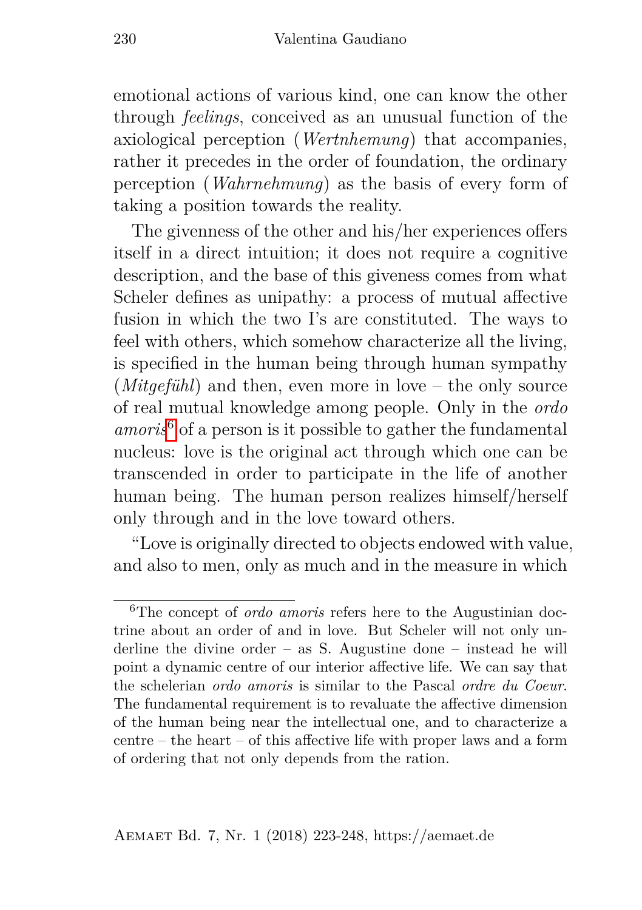emotional actions of various kind, one can know the other through *feelings*, conceived as an unusual function of the axiological perception (*Wertnhemung*) that accompanies, rather it precedes in the order of foundation, the ordinary perception (*Wahrnehmung*) as the basis of every form of taking a position towards the reality.

The givenness of the other and his/her experiences offers itself in a direct intuition; it does not require a cognitive description, and the base of this giveness comes from what Scheler defines as unipathy: a process of mutual affective fusion in which the two I's are constituted. The ways to feel with others, which somehow characterize all the living, is specified in the human being through human sympathy (*Mitgefühl*) and then, even more in love – the only source of real mutual knowledge among people. Only in the *ordo amoris*[6] of a person is it possible to gather the fundamental nucleus: love is the original act through which one can be transcended in order to participate in the life of another human being. The human person realizes himself/herself only through and in the love toward others.

"Love is originally directed to objects endowed with value, and also to men, only as much and in the measure in which

---

[6] The concept of *ordo amoris* refers here to the Augustinian doctrine about an order of and in love. But Scheler will not only underline the divine order – as S. Augustine done – instead he will point a dynamic centre of our interior affective life. We can say that the schelerian *ordo amoris* is similar to the Pascal *ordre du Coeur*. The fundamental requirement is to revaluate the affective dimension of the human being near the intellectual one, and to characterize a centre – the heart – of this affective life with proper laws and a form of ordering that not only depends from the ration.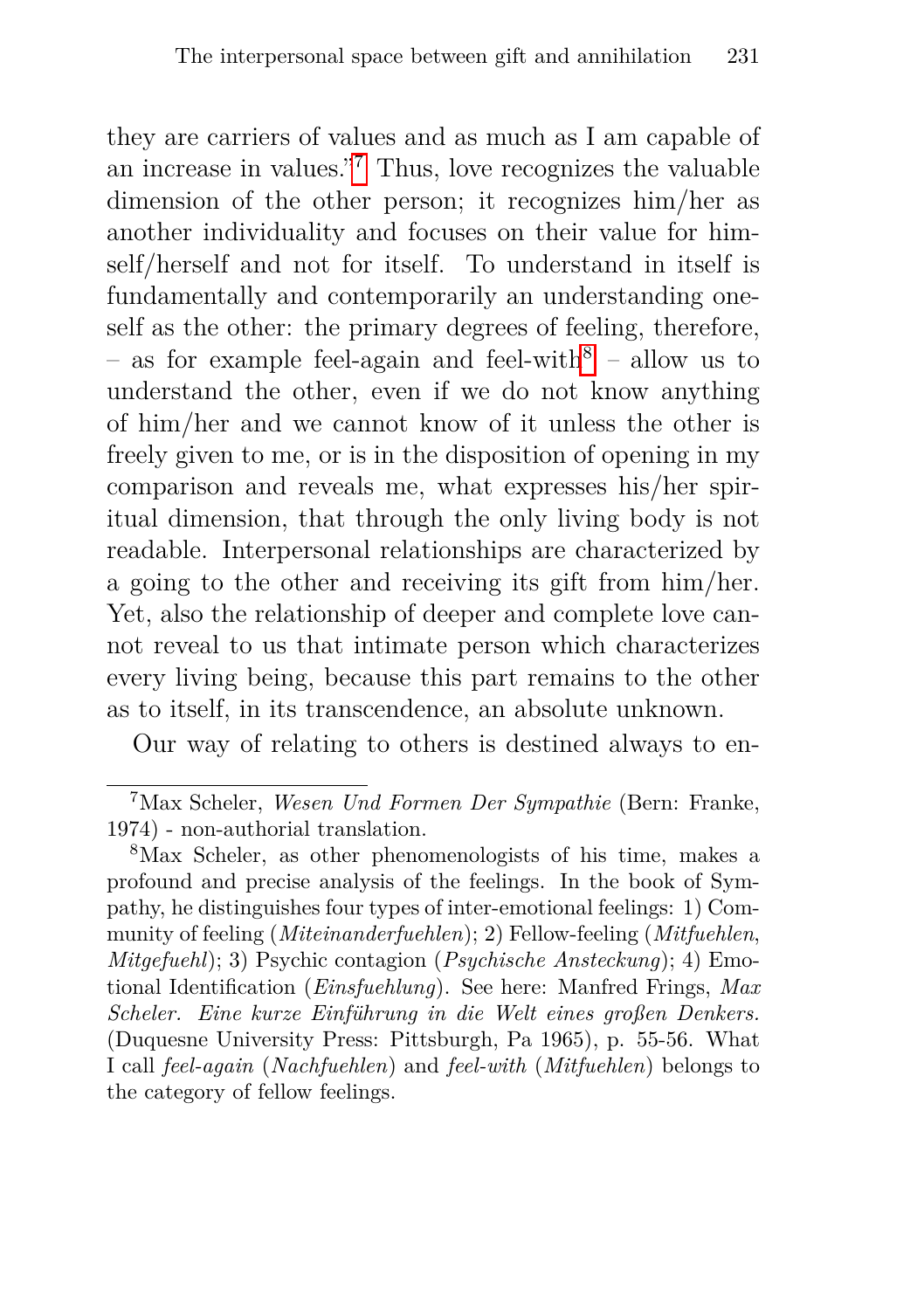they are carriers of values and as much as I am capable of an increase in values."[7] Thus, love recognizes the valuable dimension of the other person; it recognizes him/her as another individuality and focuses on their value for himself/herself and not for itself. To understand in itself is fundamentally and contemporarily an understanding oneself as the other: the primary degrees of feeling, therefore, – as for example feel-again and feel-with[8] – allow us to understand the other, even if we do not know anything of him/her and we cannot know of it unless the other is freely given to me, or is in the disposition of opening in my comparison and reveals me, what expresses his/her spiritual dimension, that through the only living body is not readable. Interpersonal relationships are characterized by a going to the other and receiving its gift from him/her. Yet, also the relationship of deeper and complete love cannot reveal to us that intimate person which characterizes every living being, because this part remains to the other as to itself, in its transcendence, an absolute unknown.

Our way of relating to others is destined always to en-

---

[7] Max Scheler, *Wesen Und Formen Der Sympathie* (Bern: Franke, 1974) - non-authorial translation.

[8] Max Scheler, as other phenomenologists of his time, makes a profound and precise analysis of the feelings. In the book of Sympathy, he distinguishes four types of inter-emotional feelings: 1) Community of feeling (*Miteinanderfuehlen*); 2) Fellow-feeling (*Mitfuehlen*, *Mitgefuehl*); 3) Psychic contagion (*Psychische Ansteckung*); 4) Emotional Identification (*Einsfuehlung*). See here: Manfred Frings, *Max Scheler. Eine kurze Einführung in die Welt eines großen Denkers.* (Duquesne University Press: Pittsburgh, Pa 1965), p. 55-56. What I call *feel-again* (*Nachfuehlen*) and *feel-with* (*Mitfuehlen*) belongs to the category of fellow feelings.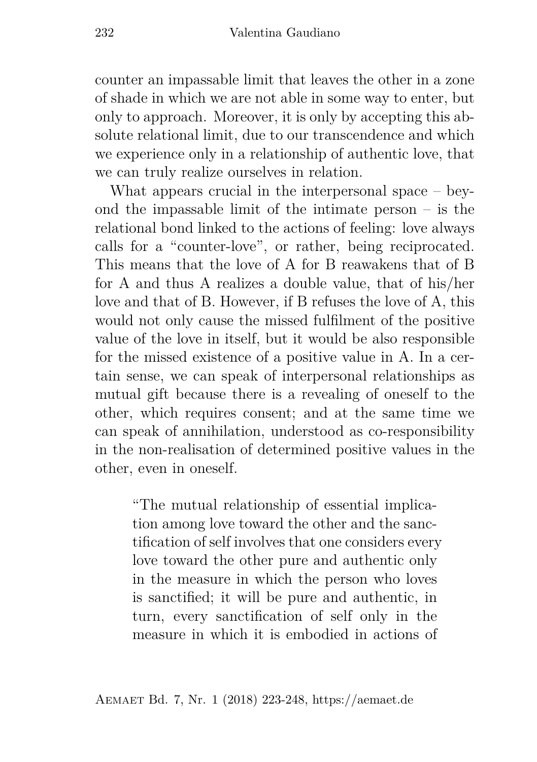counter an impassable limit that leaves the other in a zone of shade in which we are not able in some way to enter, but only to approach. Moreover, it is only by accepting this absolute relational limit, due to our transcendence and which we experience only in a relationship of authentic love, that we can truly realize ourselves in relation.

What appears crucial in the interpersonal space – beyond the impassable limit of the intimate person – is the relational bond linked to the actions of feeling: love always calls for a "counter-love", or rather, being reciprocated. This means that the love of A for B reawakens that of B for A and thus A realizes a double value, that of his/her love and that of B. However, if B refuses the love of A, this would not only cause the missed fulfilment of the positive value of the love in itself, but it would be also responsible for the missed existence of a positive value in A. In a certain sense, we can speak of interpersonal relationships as mutual gift because there is a revealing of oneself to the other, which requires consent; and at the same time we can speak of annihilation, understood as co-responsibility in the non-realisation of determined positive values in the other, even in oneself.

> "The mutual relationship of essential implication among love toward the other and the sanctification of self involves that one considers every love toward the other pure and authentic only in the measure in which the person who loves is sanctified; it will be pure and authentic, in turn, every sanctification of self only in the measure in which it is embodied in actions of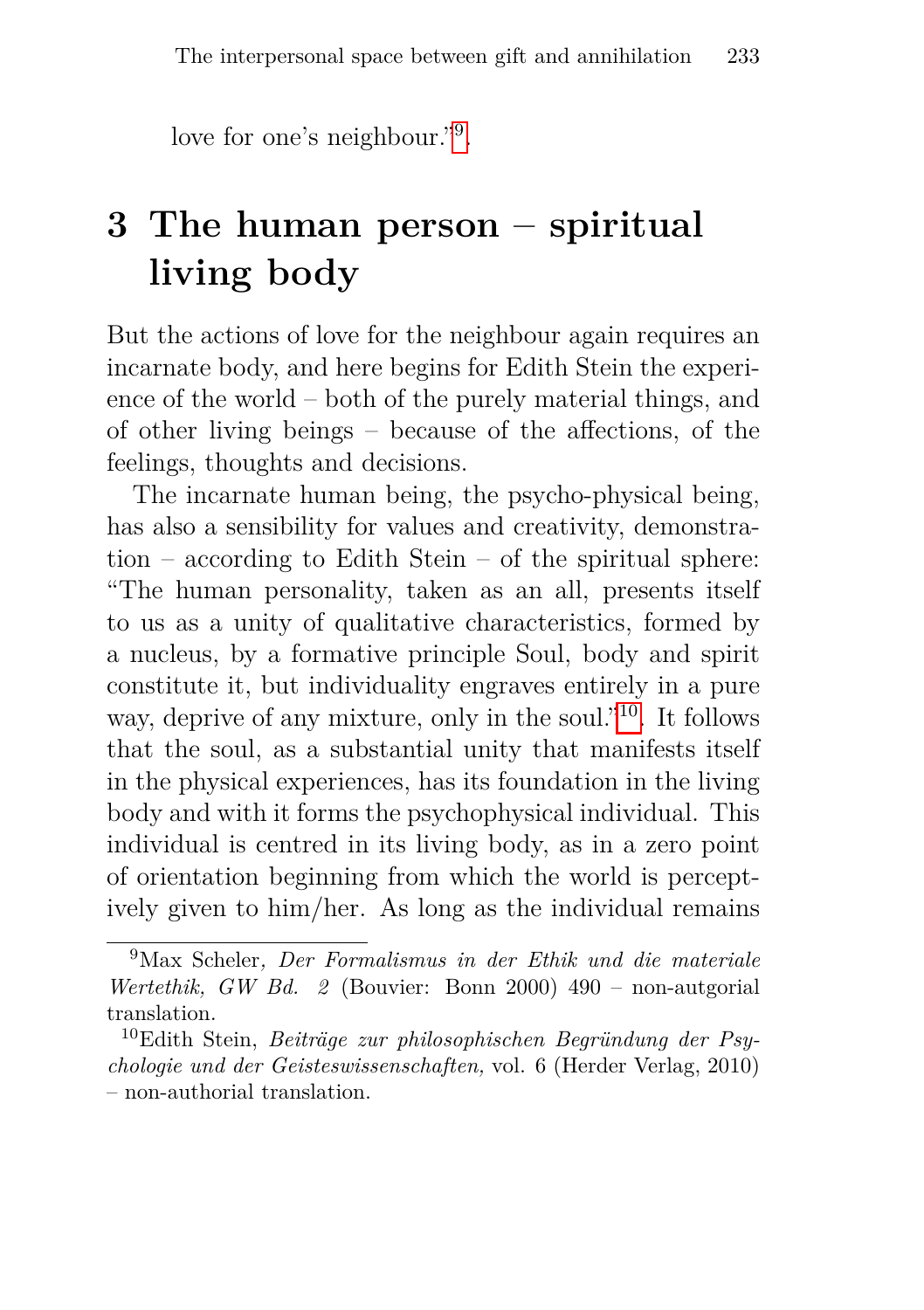love for one's neighbour."[9].

## 3 The human person – spiritual living body

But the actions of love for the neighbour again requires an incarnate body, and here begins for Edith Stein the experience of the world – both of the purely material things, and of other living beings – because of the affections, of the feelings, thoughts and decisions.

The incarnate human being, the psycho-physical being, has also a sensibility for values and creativity, demonstration – according to Edith Stein – of the spiritual sphere: "The human personality, taken as an all, presents itself to us as a unity of qualitative characteristics, formed by a nucleus, by a formative principle Soul, body and spirit constitute it, but individuality engraves entirely in a pure way, deprive of any mixture, only in the soul."[10]. It follows that the soul, as a substantial unity that manifests itself in the physical experiences, has its foundation in the living body and with it forms the psychophysical individual. This individual is centred in its living body, as in a zero point of orientation beginning from which the world is perceptively given to him/her. As long as the individual remains

---

[9] Max Scheler*, Der Formalismus in der Ethik und die materiale Wertethik, GW Bd. 2* (Bouvier: Bonn 2000) 490 – non-autgorial translation.

[10] Edith Stein, *Beiträge zur philosophischen Begründung der Psychologie und der Geisteswissenschaften,* vol. 6 (Herder Verlag, 2010) – non-authorial translation.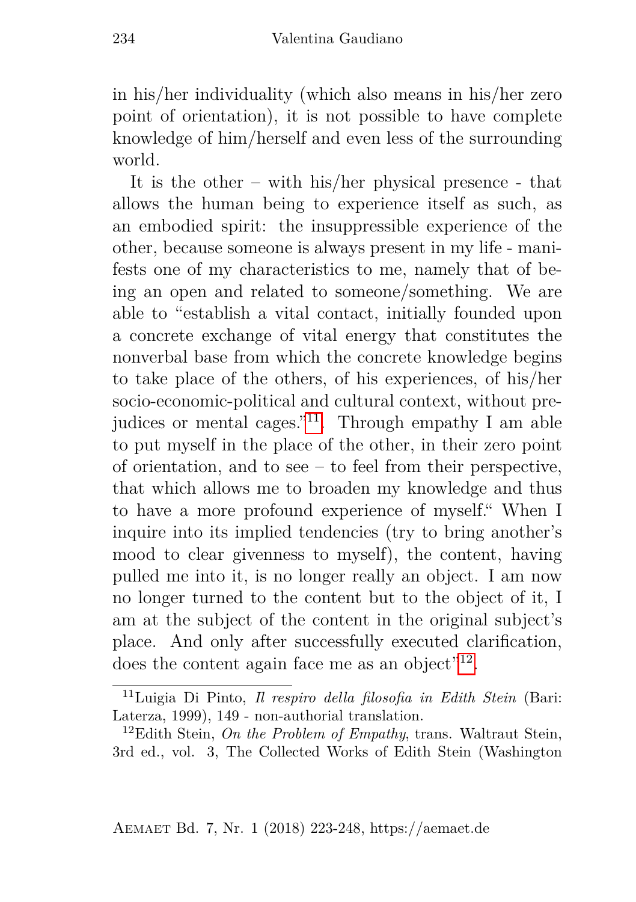in his/her individuality (which also means in his/her zero point of orientation), it is not possible to have complete knowledge of him/herself and even less of the surrounding world.

It is the other – with his/her physical presence - that allows the human being to experience itself as such, as an embodied spirit: the insuppressible experience of the other, because someone is always present in my life - manifests one of my characteristics to me, namely that of being an open and related to someone/something. We are able to "establish a vital contact, initially founded upon a concrete exchange of vital energy that constitutes the nonverbal base from which the concrete knowledge begins to take place of the others, of his experiences, of his/her socio-economic-political and cultural context, without prejudices or mental cages."[11]. Through empathy I am able to put myself in the place of the other, in their zero point of orientation, and to see – to feel from their perspective, that which allows me to broaden my knowledge and thus to have a more profound experience of myself." When I inquire into its implied tendencies (try to bring another's mood to clear givenness to myself), the content, having pulled me into it, is no longer really an object. I am now no longer turned to the content but to the object of it, I am at the subject of the content in the original subject's place. And only after successfully executed clarification, does the content again face me as an object"[12].

[11]Luigia Di Pinto, *Il respiro della filosofia in Edith Stein* (Bari: Laterza, 1999), 149 - non-authorial translation.

[12]Edith Stein, *On the Problem of Empathy*, trans. Waltraut Stein, 3rd ed., vol. 3, The Collected Works of Edith Stein (Washington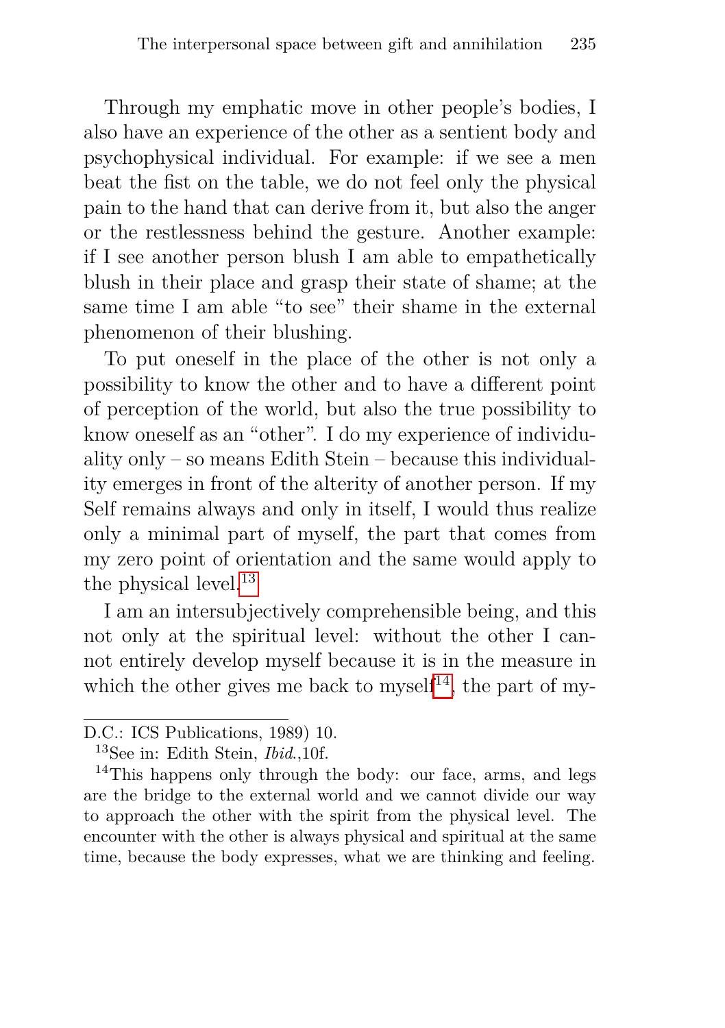Through my emphatic move in other people's bodies, I also have an experience of the other as a sentient body and psychophysical individual. For example: if we see a men beat the fist on the table, we do not feel only the physical pain to the hand that can derive from it, but also the anger or the restlessness behind the gesture. Another example: if I see another person blush I am able to empathetically blush in their place and grasp their state of shame; at the same time I am able "to see" their shame in the external phenomenon of their blushing.

To put oneself in the place of the other is not only a possibility to know the other and to have a different point of perception of the world, but also the true possibility to know oneself as an "other". I do my experience of individuality only – so means Edith Stein – because this individuality emerges in front of the alterity of another person. If my Self remains always and only in itself, I would thus realize only a minimal part of myself, the part that comes from my zero point of orientation and the same would apply to the physical level.[13]

I am an intersubjectively comprehensible being, and this not only at the spiritual level: without the other I cannot entirely develop myself because it is in the measure in which the other gives me back to myself[14], the part of my-

---

D.C.: ICS Publications, 1989) 10.

[13] See in: Edith Stein, *Ibid.*,10f.

[14] This happens only through the body: our face, arms, and legs are the bridge to the external world and we cannot divide our way to approach the other with the spirit from the physical level. The encounter with the other is always physical and spiritual at the same time, because the body expresses, what we are thinking and feeling.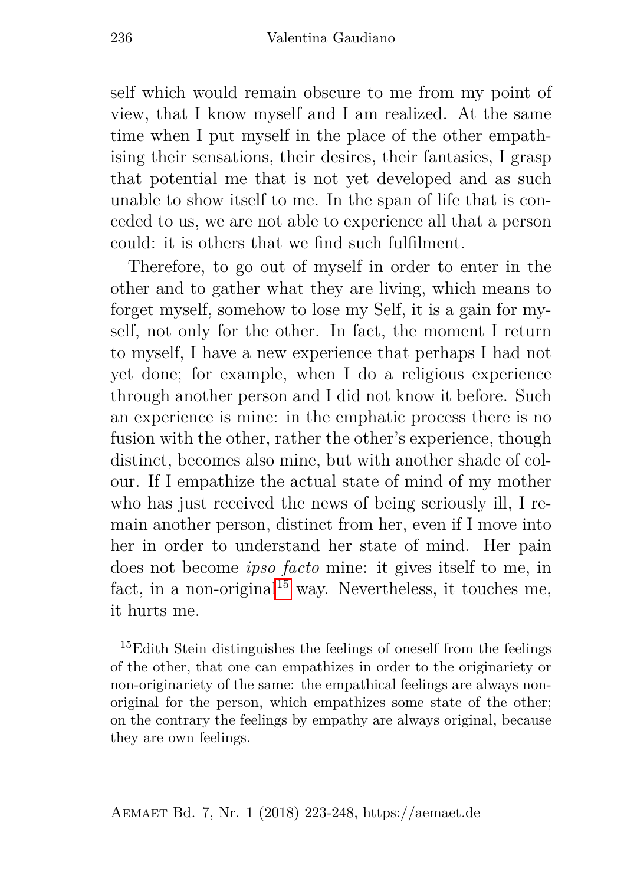self which would remain obscure to me from my point of view, that I know myself and I am realized. At the same time when I put myself in the place of the other empathising their sensations, their desires, their fantasies, I grasp that potential me that is not yet developed and as such unable to show itself to me. In the span of life that is conceded to us, we are not able to experience all that a person could: it is others that we find such fulfilment.

Therefore, to go out of myself in order to enter in the other and to gather what they are living, which means to forget myself, somehow to lose my Self, it is a gain for myself, not only for the other. In fact, the moment I return to myself, I have a new experience that perhaps I had not yet done; for example, when I do a religious experience through another person and I did not know it before. Such an experience is mine: in the emphatic process there is no fusion with the other, rather the other's experience, though distinct, becomes also mine, but with another shade of colour. If I empathize the actual state of mind of my mother who has just received the news of being seriously ill, I remain another person, distinct from her, even if I move into her in order to understand her state of mind. Her pain does not become *ipso facto* mine: it gives itself to me, in fact, in a non-original[15] way. Nevertheless, it touches me, it hurts me.

[15] Edith Stein distinguishes the feelings of oneself from the feelings of the other, that one can empathizes in order to the originariety or non-originariety of the same: the empathical feelings are always non-original for the person, which empathizes some state of the other; on the contrary the feelings by empathy are always original, because they are own feelings.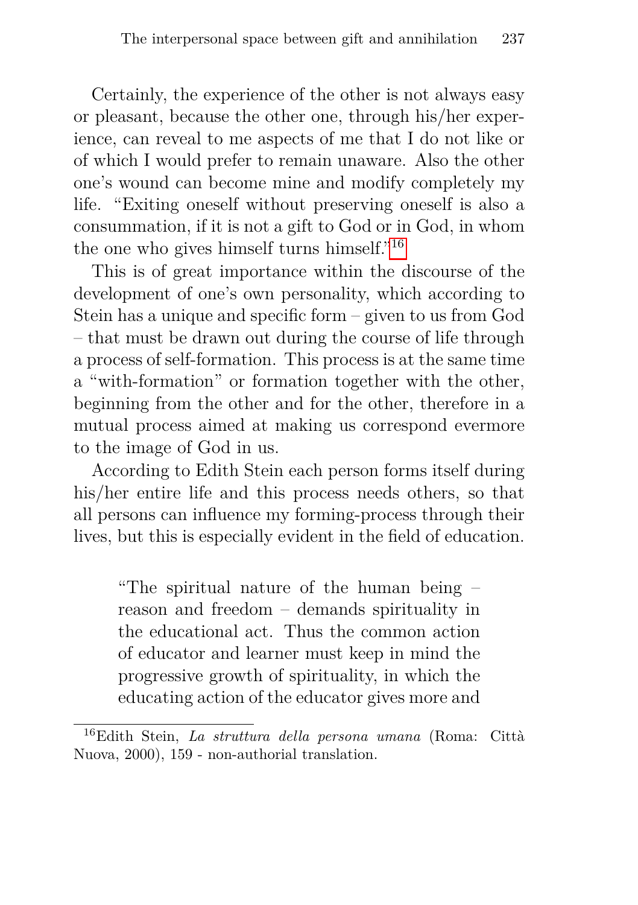Certainly, the experience of the other is not always easy or pleasant, because the other one, through his/her experience, can reveal to me aspects of me that I do not like or of which I would prefer to remain unaware. Also the other one's wound can become mine and modify completely my life. "Exiting oneself without preserving oneself is also a consummation, if it is not a gift to God or in God, in whom the one who gives himself turns himself."[16]

This is of great importance within the discourse of the development of one's own personality, which according to Stein has a unique and specific form – given to us from God – that must be drawn out during the course of life through a process of self-formation. This process is at the same time a "with-formation" or formation together with the other, beginning from the other and for the other, therefore in a mutual process aimed at making us correspond evermore to the image of God in us.

According to Edith Stein each person forms itself during his/her entire life and this process needs others, so that all persons can influence my forming-process through their lives, but this is especially evident in the field of education.

> "The spiritual nature of the human being – reason and freedom – demands spirituality in the educational act. Thus the common action of educator and learner must keep in mind the progressive growth of spirituality, in which the educating action of the educator gives more and

[16] Edith Stein, *La struttura della persona umana* (Roma: Città Nuova, 2000), 159 - non-authorial translation.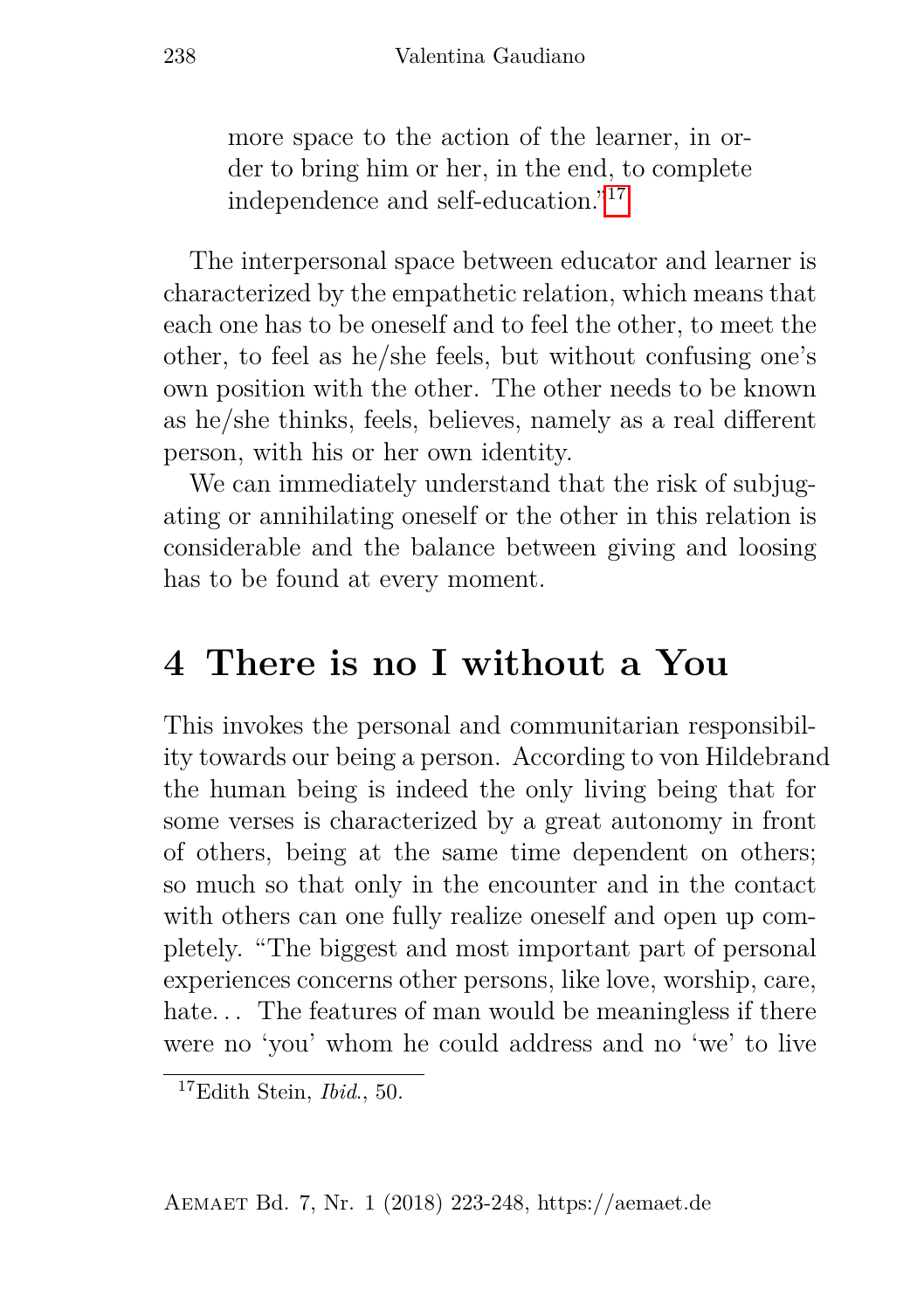more space to the action of the learner, in order to bring him or her, in the end, to complete independence and self-education."[17]

The interpersonal space between educator and learner is characterized by the empathetic relation, which means that each one has to be oneself and to feel the other, to meet the other, to feel as he/she feels, but without confusing one's own position with the other. The other needs to be known as he/she thinks, feels, believes, namely as a real different person, with his or her own identity.

We can immediately understand that the risk of subjugating or annihilating oneself or the other in this relation is considerable and the balance between giving and loosing has to be found at every moment.

## 4 There is no I without a You

This invokes the personal and communitarian responsibility towards our being a person. According to von Hildebrand the human being is indeed the only living being that for some verses is characterized by a great autonomy in front of others, being at the same time dependent on others; so much so that only in the encounter and in the contact with others can one fully realize oneself and open up completely. "The biggest and most important part of personal experiences concerns other persons, like love, worship, care, hate… The features of man would be meaningless if there were no 'you' whom he could address and no 'we' to live

[17] Edith Stein, *Ibid.*, 50.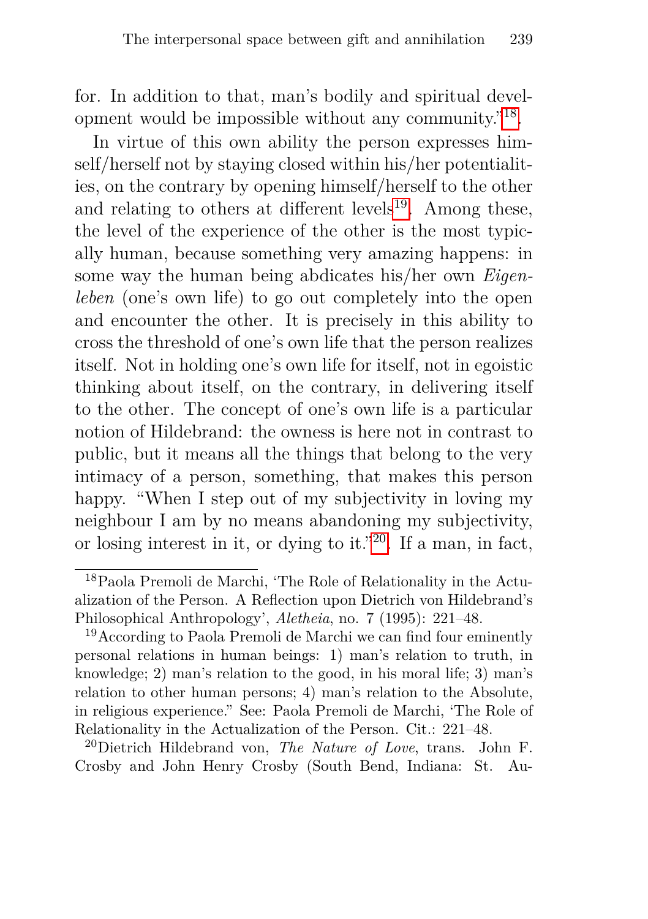for. In addition to that, man's bodily and spiritual development would be impossible without any community."[18].

In virtue of this own ability the person expresses himself/herself not by staying closed within his/her potentialities, on the contrary by opening himself/herself to the other and relating to others at different levels[19]. Among these, the level of the experience of the other is the most typically human, because something very amazing happens: in some way the human being abdicates his/her own *Eigenleben* (one's own life) to go out completely into the open and encounter the other. It is precisely in this ability to cross the threshold of one's own life that the person realizes itself. Not in holding one's own life for itself, not in egoistic thinking about itself, on the contrary, in delivering itself to the other. The concept of one's own life is a particular notion of Hildebrand: the owness is here not in contrast to public, but it means all the things that belong to the very intimacy of a person, something, that makes this person happy. "When I step out of my subjectivity in loving my neighbour I am by no means abandoning my subjectivity, or losing interest in it, or dying to it."[20]. If a man, in fact,

---

[18] Paola Premoli de Marchi, 'The Role of Relationality in the Actualization of the Person. A Reflection upon Dietrich von Hildebrand's Philosophical Anthropology', *Aletheia*, no. 7 (1995): 221–48.

[19] According to Paola Premoli de Marchi we can find four eminently personal relations in human beings: 1) man's relation to truth, in knowledge; 2) man's relation to the good, in his moral life; 3) man's relation to other human persons; 4) man's relation to the Absolute, in religious experience." See: Paola Premoli de Marchi, 'The Role of Relationality in the Actualization of the Person. Cit.: 221–48.

[20] Dietrich Hildebrand von, *The Nature of Love*, trans. John F. Crosby and John Henry Crosby (South Bend, Indiana: St. Au-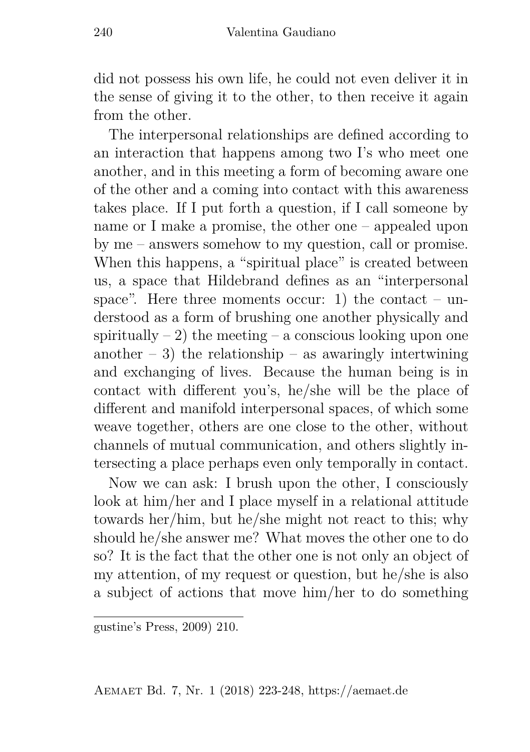did not possess his own life, he could not even deliver it in the sense of giving it to the other, to then receive it again from the other.

The interpersonal relationships are defined according to an interaction that happens among two I's who meet one another, and in this meeting a form of becoming aware one of the other and a coming into contact with this awareness takes place. If I put forth a question, if I call someone by name or I make a promise, the other one – appealed upon by me – answers somehow to my question, call or promise. When this happens, a "spiritual place" is created between us, a space that Hildebrand defines as an "interpersonal space". Here three moments occur: 1) the contact – understood as a form of brushing one another physically and spiritually – 2) the meeting – a conscious looking upon one another – 3) the relationship – as awaringly intertwining and exchanging of lives. Because the human being is in contact with different you's, he/she will be the place of different and manifold interpersonal spaces, of which some weave together, others are one close to the other, without channels of mutual communication, and others slightly intersecting a place perhaps even only temporally in contact.

Now we can ask: I brush upon the other, I consciously look at him/her and I place myself in a relational attitude towards her/him, but he/she might not react to this; why should he/she answer me? What moves the other one to do so? It is the fact that the other one is not only an object of my attention, of my request or question, but he/she is also a subject of actions that move him/her to do something

---

gustine's Press, 2009) 210.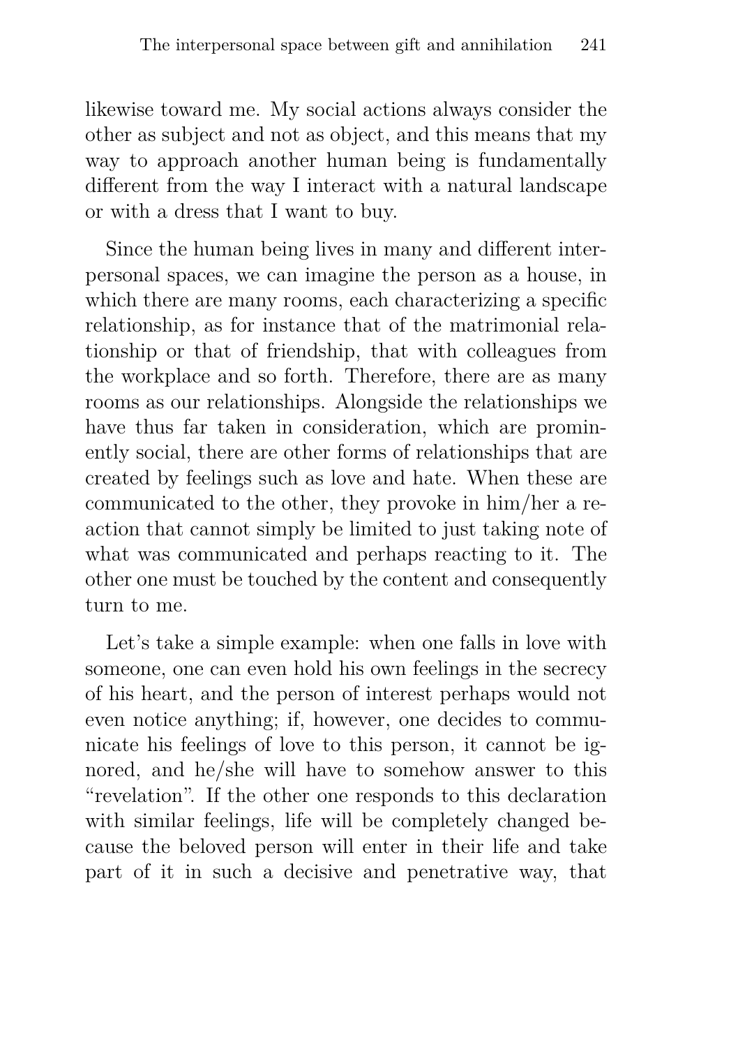likewise toward me. My social actions always consider the other as subject and not as object, and this means that my way to approach another human being is fundamentally different from the way I interact with a natural landscape or with a dress that I want to buy.

Since the human being lives in many and different interpersonal spaces, we can imagine the person as a house, in which there are many rooms, each characterizing a specific relationship, as for instance that of the matrimonial relationship or that of friendship, that with colleagues from the workplace and so forth. Therefore, there are as many rooms as our relationships. Alongside the relationships we have thus far taken in consideration, which are prominently social, there are other forms of relationships that are created by feelings such as love and hate. When these are communicated to the other, they provoke in him/her a reaction that cannot simply be limited to just taking note of what was communicated and perhaps reacting to it. The other one must be touched by the content and consequently turn to me.

Let's take a simple example: when one falls in love with someone, one can even hold his own feelings in the secrecy of his heart, and the person of interest perhaps would not even notice anything; if, however, one decides to communicate his feelings of love to this person, it cannot be ignored, and he/she will have to somehow answer to this "revelation". If the other one responds to this declaration with similar feelings, life will be completely changed because the beloved person will enter in their life and take part of it in such a decisive and penetrative way, that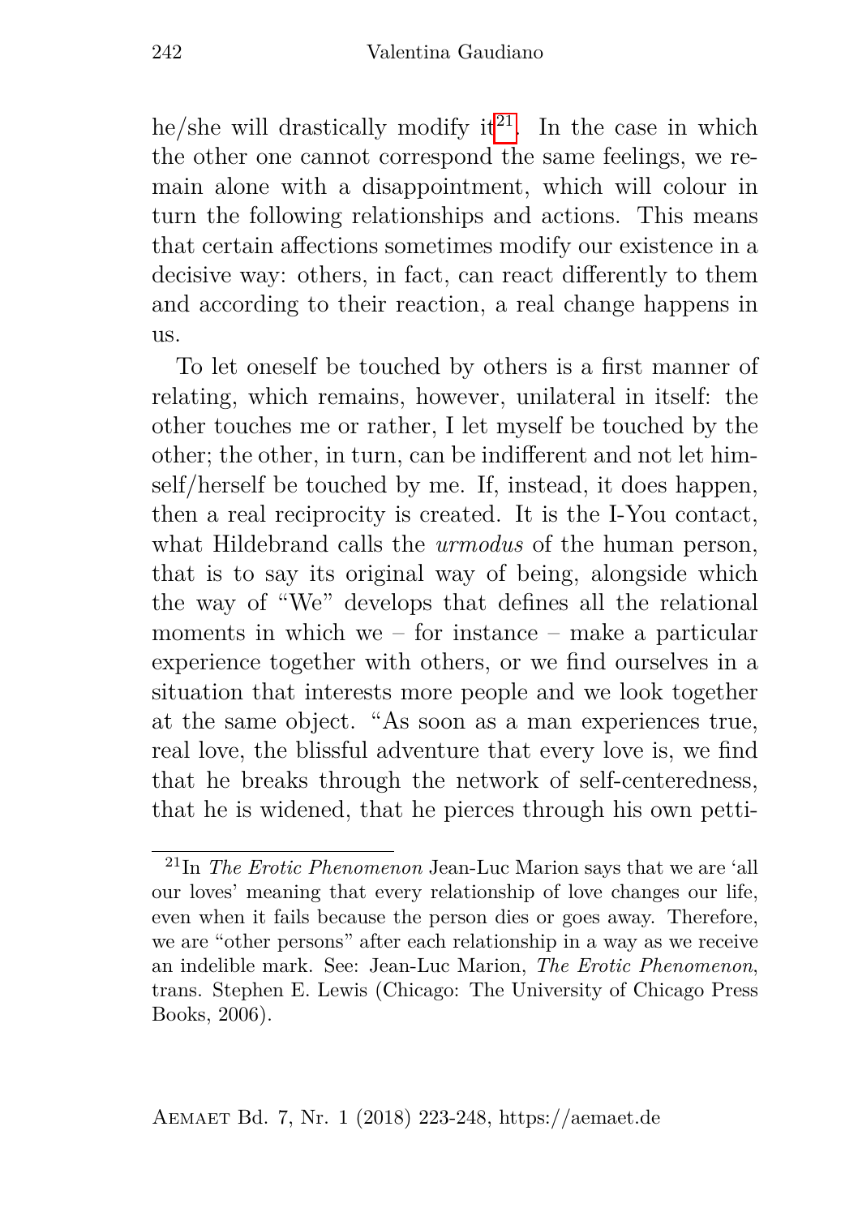he/she will drastically modify it[21]. In the case in which the other one cannot correspond the same feelings, we remain alone with a disappointment, which will colour in turn the following relationships and actions. This means that certain affections sometimes modify our existence in a decisive way: others, in fact, can react differently to them and according to their reaction, a real change happens in us.

To let oneself be touched by others is a first manner of relating, which remains, however, unilateral in itself: the other touches me or rather, I let myself be touched by the other; the other, in turn, can be indifferent and not let him-self/herself be touched by me. If, instead, it does happen, then a real reciprocity is created. It is the I-You contact, what Hildebrand calls the *urmodus* of the human person, that is to say its original way of being, alongside which the way of "We" develops that defines all the relational moments in which we – for instance – make a particular experience together with others, or we find ourselves in a situation that interests more people and we look together at the same object. "As soon as a man experiences true, real love, the blissful adventure that every love is, we find that he breaks through the network of self-centeredness, that he is widened, that he pierces through his own petti-

---

[21] In *The Erotic Phenomenon* Jean-Luc Marion says that we are 'all our loves' meaning that every relationship of love changes our life, even when it fails because the person dies or goes away. Therefore, we are "other persons" after each relationship in a way as we receive an indelible mark. See: Jean-Luc Marion, *The Erotic Phenomenon*, trans. Stephen E. Lewis (Chicago: The University of Chicago Press Books, 2006).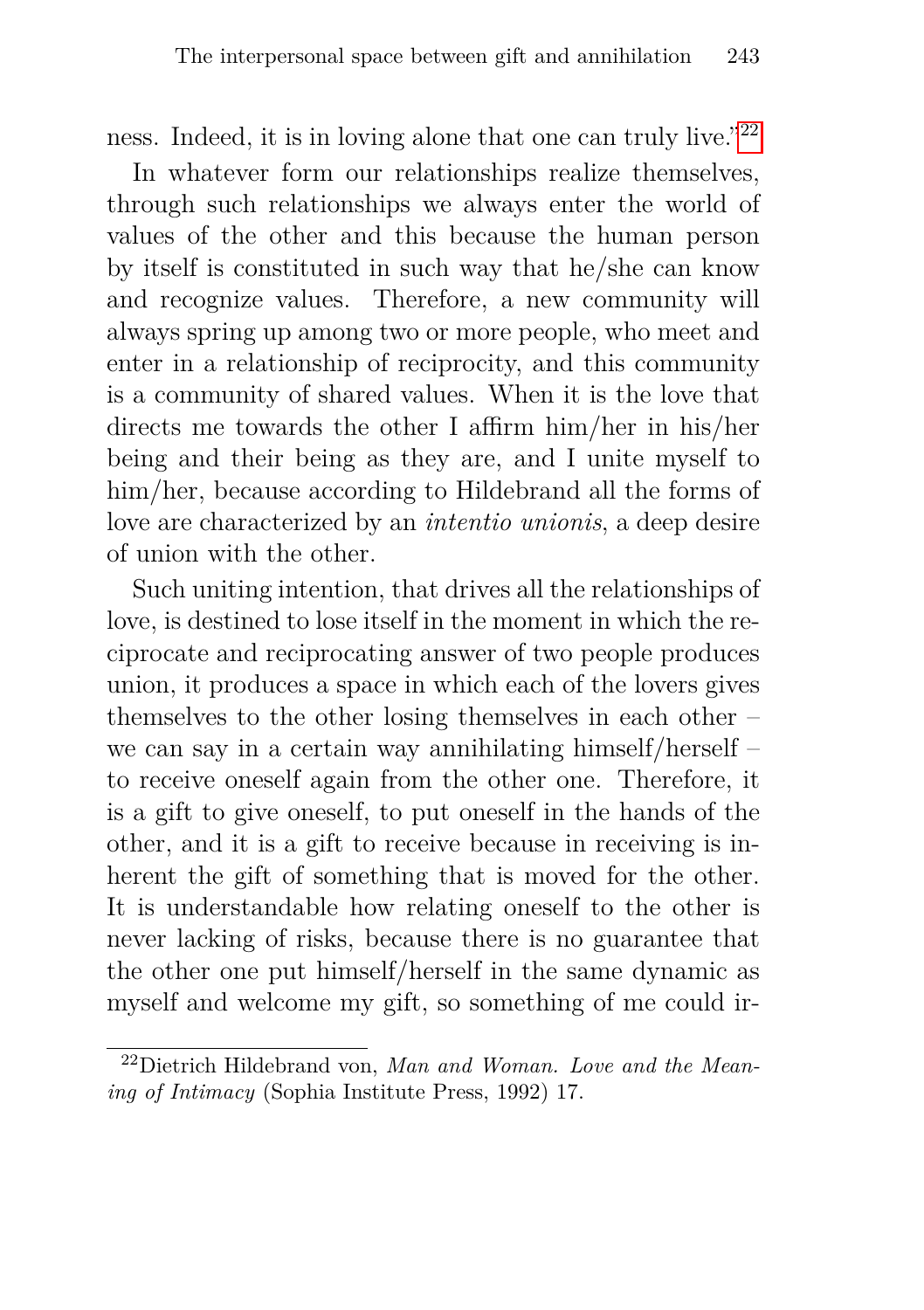ness. Indeed, it is in loving alone that one can truly live."[22]

In whatever form our relationships realize themselves, through such relationships we always enter the world of values of the other and this because the human person by itself is constituted in such way that he/she can know and recognize values. Therefore, a new community will always spring up among two or more people, who meet and enter in a relationship of reciprocity, and this community is a community of shared values. When it is the love that directs me towards the other I affirm him/her in his/her being and their being as they are, and I unite myself to him/her, because according to Hildebrand all the forms of love are characterized by an *intentio unionis*, a deep desire of union with the other.

Such uniting intention, that drives all the relationships of love, is destined to lose itself in the moment in which the reciprocate and reciprocating answer of two people produces union, it produces a space in which each of the lovers gives themselves to the other losing themselves in each other – we can say in a certain way annihilating himself/herself – to receive oneself again from the other one. Therefore, it is a gift to give oneself, to put oneself in the hands of the other, and it is a gift to receive because in receiving is inherent the gift of something that is moved for the other. It is understandable how relating oneself to the other is never lacking of risks, because there is no guarantee that the other one put himself/herself in the same dynamic as myself and welcome my gift, so something of me could ir-

[22] Dietrich Hildebrand von, *Man and Woman. Love and the Meaning of Intimacy* (Sophia Institute Press, 1992) 17.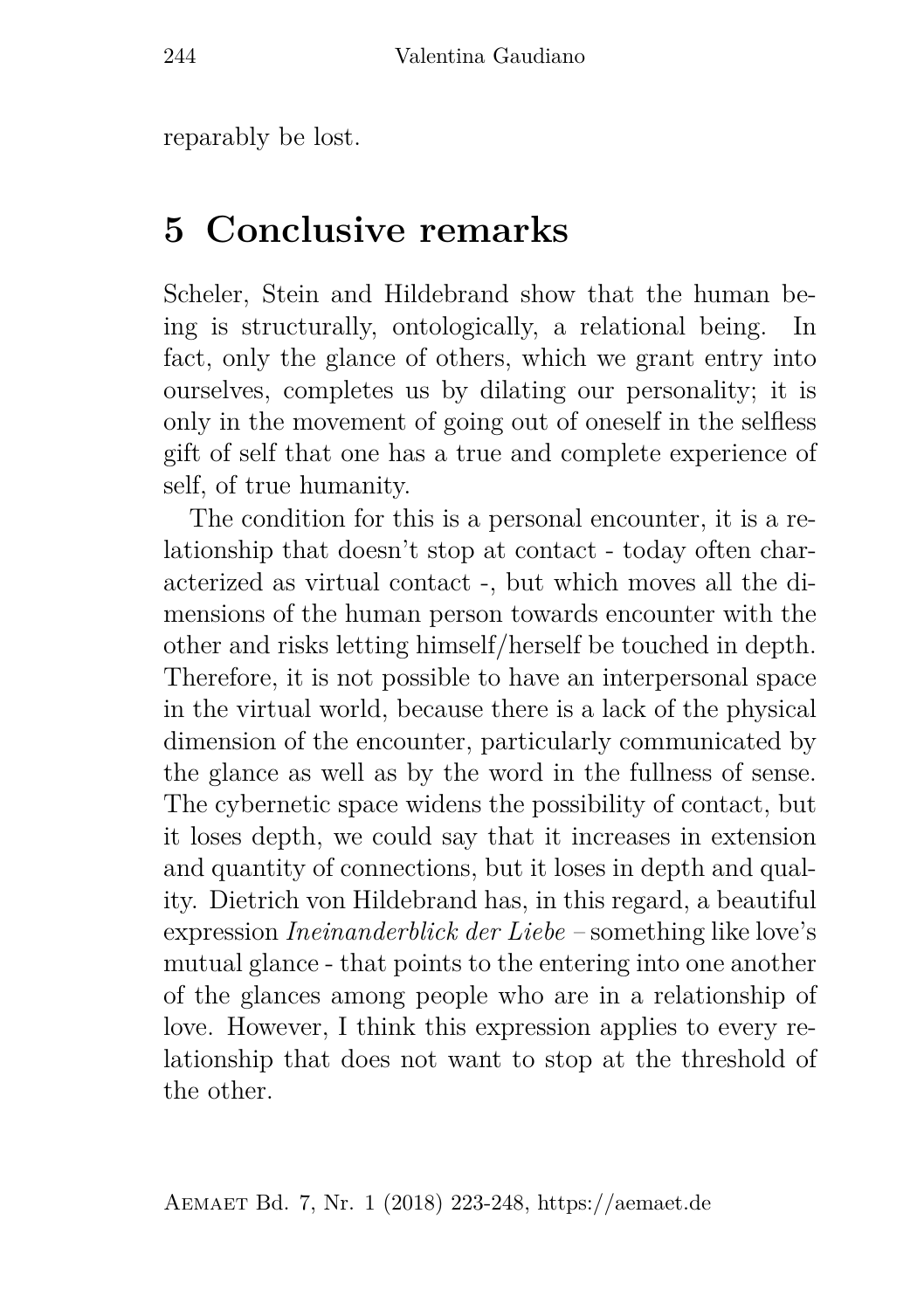reparably be lost.

## 5 Conclusive remarks

Scheler, Stein and Hildebrand show that the human being is structurally, ontologically, a relational being. In fact, only the glance of others, which we grant entry into ourselves, completes us by dilating our personality; it is only in the movement of going out of oneself in the selfless gift of self that one has a true and complete experience of self, of true humanity.

The condition for this is a personal encounter, it is a relationship that doesn't stop at contact - today often characterized as virtual contact -, but which moves all the dimensions of the human person towards encounter with the other and risks letting himself/herself be touched in depth. Therefore, it is not possible to have an interpersonal space in the virtual world, because there is a lack of the physical dimension of the encounter, particularly communicated by the glance as well as by the word in the fullness of sense. The cybernetic space widens the possibility of contact, but it loses depth, we could say that it increases in extension and quantity of connections, but it loses in depth and quality. Dietrich von Hildebrand has, in this regard, a beautiful expression *Ineinanderblick der Liebe* – something like love's mutual glance - that points to the entering into one another of the glances among people who are in a relationship of love. However, I think this expression applies to every relationship that does not want to stop at the threshold of the other.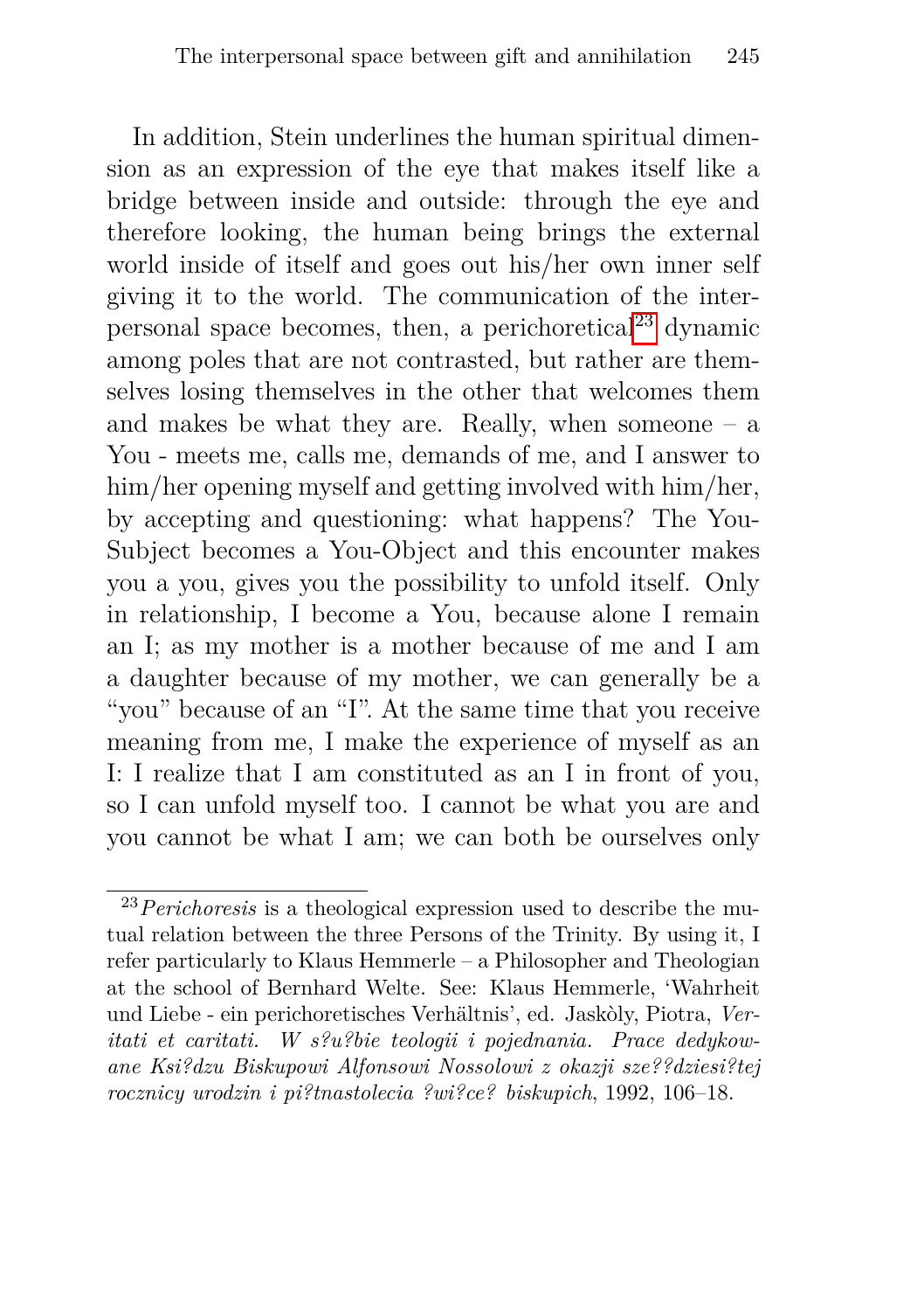In addition, Stein underlines the human spiritual dimension as an expression of the eye that makes itself like a bridge between inside and outside: through the eye and therefore looking, the human being brings the external world inside of itself and goes out his/her own inner self giving it to the world. The communication of the interpersonal space becomes, then, a perichoretical[23] dynamic among poles that are not contrasted, but rather are themselves losing themselves in the other that welcomes them and makes be what they are. Really, when someone – a You - meets me, calls me, demands of me, and I answer to him/her opening myself and getting involved with him/her, by accepting and questioning: what happens? The You-Subject becomes a You-Object and this encounter makes you a you, gives you the possibility to unfold itself. Only in relationship, I become a You, because alone I remain an I; as my mother is a mother because of me and I am a daughter because of my mother, we can generally be a "you" because of an "I". At the same time that you receive meaning from me, I make the experience of myself as an I: I realize that I am constituted as an I in front of you, so I can unfold myself too. I cannot be what you are and you cannot be what I am; we can both be ourselves only

---

[23] *Perichoresis* is a theological expression used to describe the mutual relation between the three Persons of the Trinity. By using it, I refer particularly to Klaus Hemmerle – a Philosopher and Theologian at the school of Bernhard Welte. See: Klaus Hemmerle, 'Wahrheit und Liebe - ein perichoretisches Verhältnis', ed. Jaskòly, Piotra, *Veritati et caritati. W s?u?bie teologii i pojednania. Prace dedykowane Ksi?dzu Biskupowi Alfonsowi Nossolowi z okazji sze??dziesi?tej rocznicy urodzin i pi?tnastolecia ?wi?ce? biskupich*, 1992, 106–18.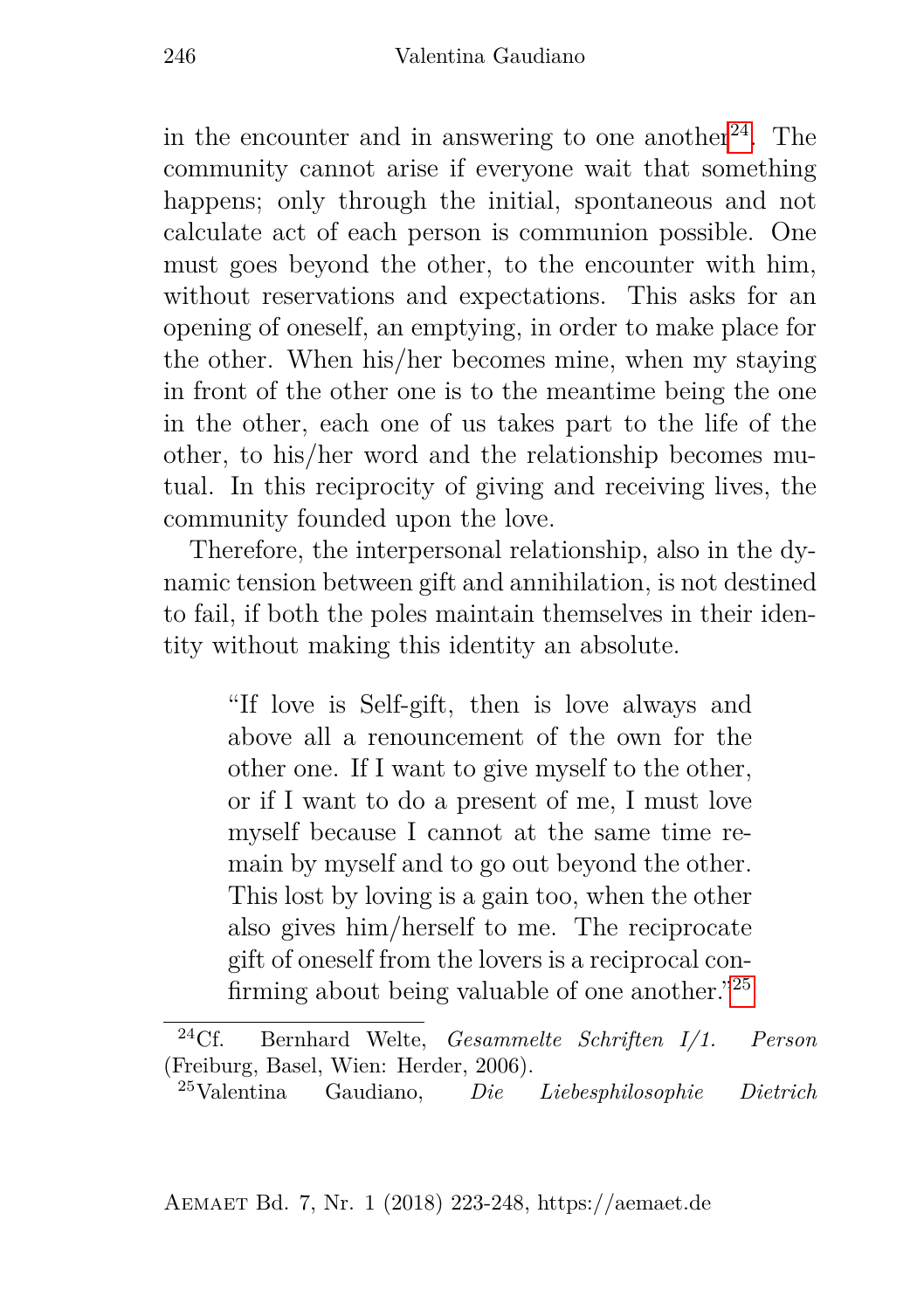in the encounter and in answering to one another[24]. The community cannot arise if everyone wait that something happens; only through the initial, spontaneous and not calculate act of each person is communion possible. One must goes beyond the other, to the encounter with him, without reservations and expectations. This asks for an opening of oneself, an emptying, in order to make place for the other. When his/her becomes mine, when my staying in front of the other one is to the meantime being the one in the other, each one of us takes part to the life of the other, to his/her word and the relationship becomes mutual. In this reciprocity of giving and receiving lives, the community founded upon the love.

Therefore, the interpersonal relationship, also in the dynamic tension between gift and annihilation, is not destined to fail, if both the poles maintain themselves in their identity without making this identity an absolute.

> "If love is Self-gift, then is love always and above all a renouncement of the own for the other one. If I want to give myself to the other, or if I want to do a present of me, I must love myself because I cannot at the same time remain by myself and to go out beyond the other. This lost by loving is a gain too, when the other also gives him/herself to me. The reciprocate gift of oneself from the lovers is a reciprocal confirming about being valuable of one another."[25]

---

[24] Cf. Bernhard Welte, *Gesammelte Schriften I/1. Person* (Freiburg, Basel, Wien: Herder, 2006).

[25] Valentina Gaudiano, *Die Liebesphilosophie Dietrich*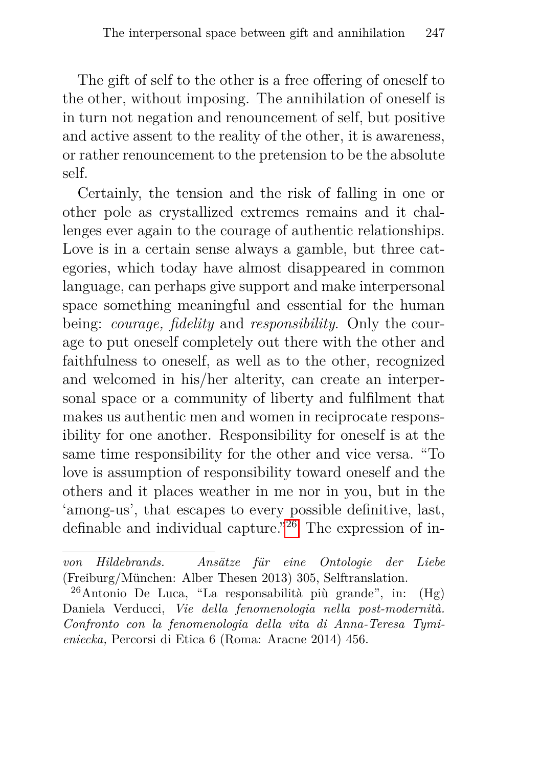The gift of self to the other is a free offering of oneself to the other, without imposing. The annihilation of oneself is in turn not negation and renouncement of self, but positive and active assent to the reality of the other, it is awareness, or rather renouncement to the pretension to be the absolute self.

Certainly, the tension and the risk of falling in one or other pole as crystallized extremes remains and it challenges ever again to the courage of authentic relationships. Love is in a certain sense always a gamble, but three categories, which today have almost disappeared in common language, can perhaps give support and make interpersonal space something meaningful and essential for the human being: *courage, fidelity* and *responsibility*. Only the courage to put oneself completely out there with the other and faithfulness to oneself, as well as to the other, recognized and welcomed in his/her alterity, can create an interpersonal space or a community of liberty and fulfilment that makes us authentic men and women in reciprocate responsibility for one another. Responsibility for oneself is at the same time responsibility for the other and vice versa. "To love is assumption of responsibility toward oneself and the others and it places weather in me nor in you, but in the 'among-us', that escapes to every possible definitive, last, definable and individual capture."[26] The expression of in-

---

*von Hildebrands. Ansätze für eine Ontologie der Liebe* (Freiburg/München: Alber Thesen 2013) 305, Selftranslation.

[26] Antonio De Luca, "La responsabilità più grande", in: (Hg) Daniela Verducci, *Vie della fenomenologia nella post-modernità. Confronto con la fenomenologia della vita di Anna-Teresa Tymieniecka,* Percorsi di Etica 6 (Roma: Aracne 2014) 456.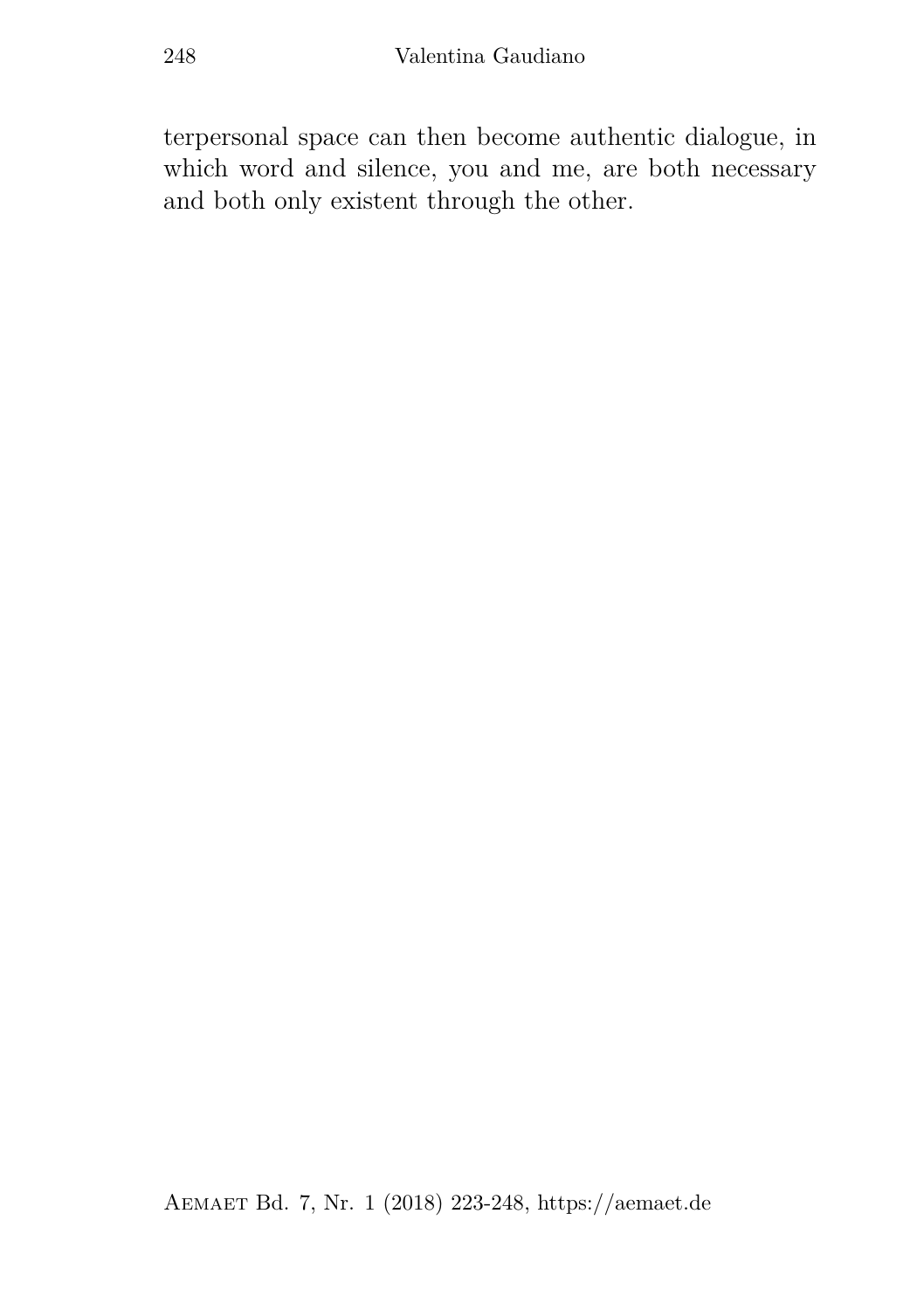terpersonal space can then become authentic dialogue, in which word and silence, you and me, are both necessary and both only existent through the other.